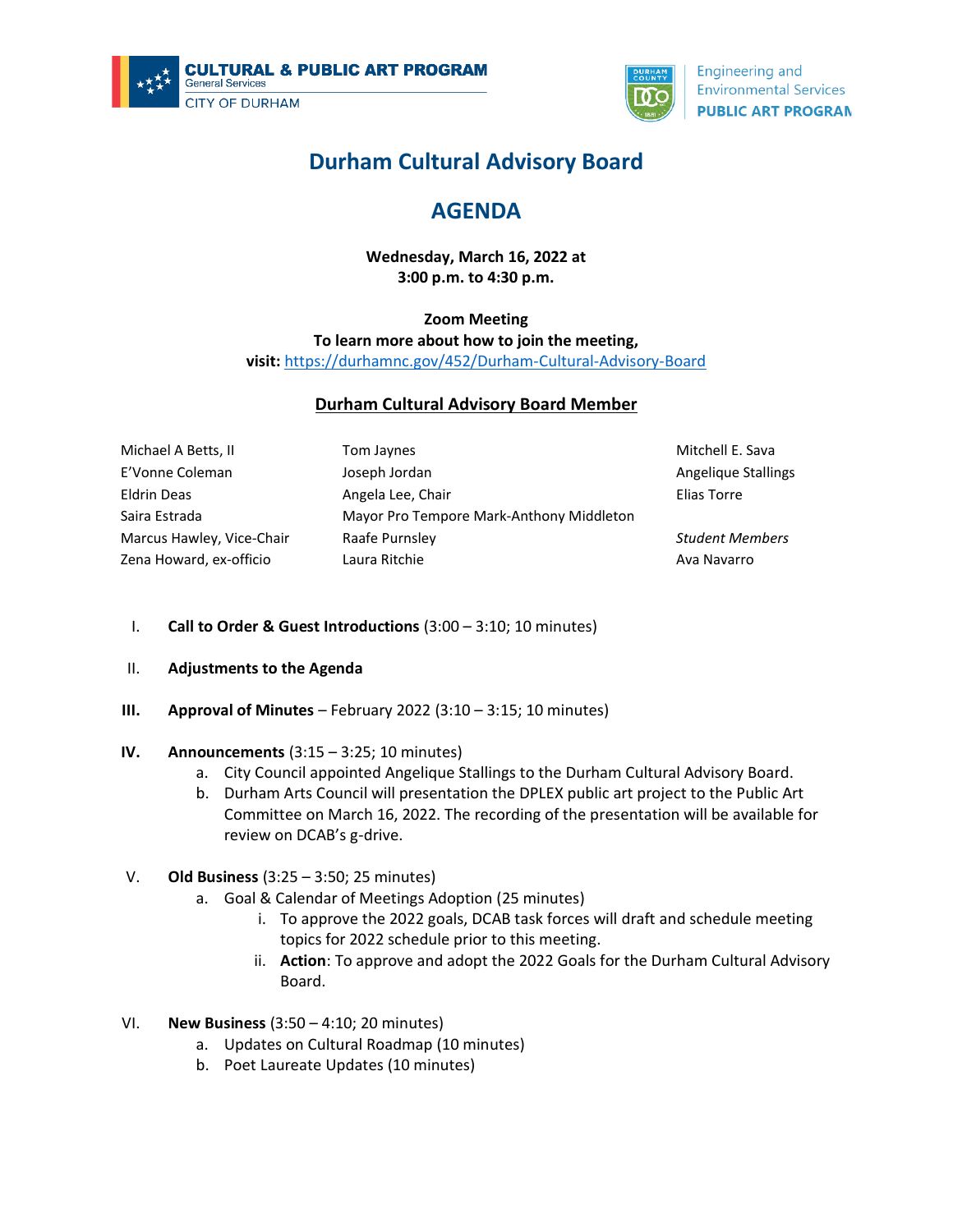CULTURAL & PUBLIC ART PROGRAM
General Services
CITY OF DURHAM

Engineering and Environmental Services
PUBLIC ART PROGRAM

# Durham Cultural Advisory Board

# AGENDA

**Wednesday, March 16, 2022 at**
**3:00 p.m. to 4:30 p.m.**

**Zoom Meeting**
**To learn more about how to join the meeting,**
**visit:** https://durhamnc.gov/452/Durham-Cultural-Advisory-Board

## Durham Cultural Advisory Board Member

Michael A Betts, II
E'Vonne Coleman
Eldrin Deas
Saira Estrada
Marcus Hawley, Vice-Chair
Zena Howard, ex-officio
Tom Jaynes
Joseph Jordan
Angela Lee, Chair
Mayor Pro Tempore Mark-Anthony Middleton
Raafe Purnsley
Laura Ritchie
Mitchell E. Sava
Angelique Stallings
Elias Torre

*Student Members*
Ava Navarro

I. **Call to Order & Guest Introductions** (3:00 – 3:10; 10 minutes)

II. **Adjustments to the Agenda**

III. **Approval of Minutes** – February 2022 (3:10 – 3:15; 10 minutes)

IV. **Announcements** (3:15 – 3:25; 10 minutes)
   a. City Council appointed Angelique Stallings to the Durham Cultural Advisory Board.
   b. Durham Arts Council will presentation the DPLEX public art project to the Public Art Committee on March 16, 2022. The recording of the presentation will be available for review on DCAB's g-drive.

V. **Old Business** (3:25 – 3:50; 25 minutes)
   a. Goal & Calendar of Meetings Adoption (25 minutes)
      i. To approve the 2022 goals, DCAB task forces will draft and schedule meeting topics for 2022 schedule prior to this meeting.
      ii. **Action**: To approve and adopt the 2022 Goals for the Durham Cultural Advisory Board.

VI. **New Business** (3:50 – 4:10; 20 minutes)
   a. Updates on Cultural Roadmap (10 minutes)
   b. Poet Laureate Updates (10 minutes)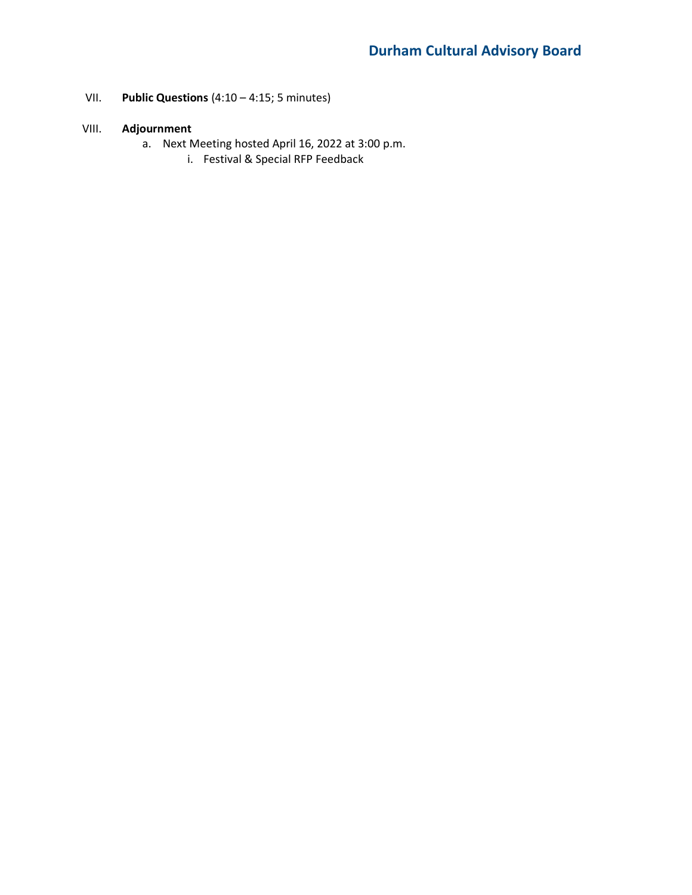VII. **Public Questions** (4:10 – 4:15; 5 minutes)

VIII. **Adjournment**

   a. Next Meeting hosted April 16, 2022 at 3:00 p.m.

      i. Festival & Special RFP Feedback